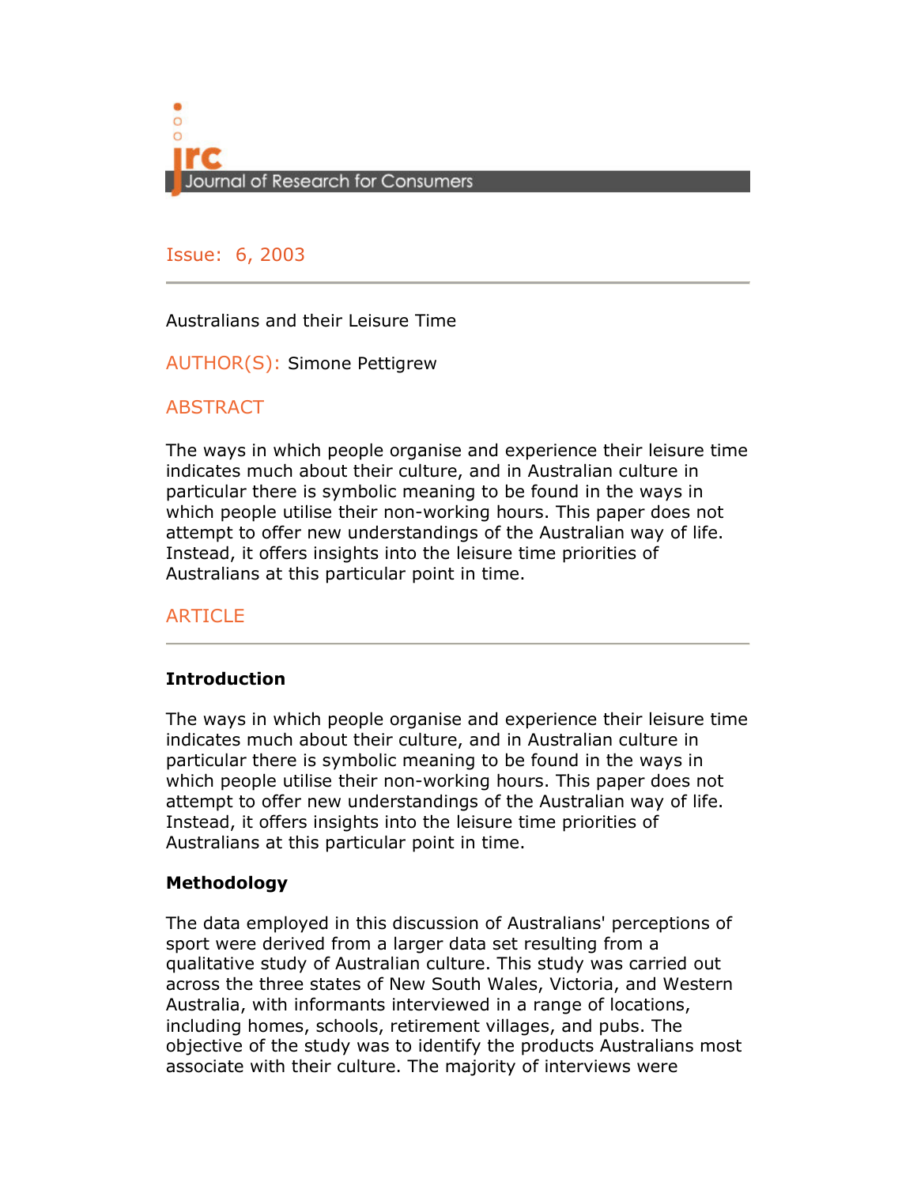Issue: 6, 2003

# Australians and their Leisure Time

AUTHOR(S): Simone Pettigrew

## ABSTRACT

The ways in which people organise and experience their leisure time indicates much about their culture, and in Australian culture in particular there is symbolic meaning to be found in the ways in which people utilise their non-working hours. This paper does not attempt to offer new understandings of the Australian way of life. Instead, it offers insights into the leisure time priorities of Australians at this particular point in time.

## ARTICLE

### Introduction

The ways in which people organise and experience their leisure time indicates much about their culture, and in Australian culture in particular there is symbolic meaning to be found in the ways in which people utilise their non-working hours. This paper does not attempt to offer new understandings of the Australian way of life. Instead, it offers insights into the leisure time priorities of Australians at this particular point in time.

### Methodology

The data employed in this discussion of Australians' perceptions of sport were derived from a larger data set resulting from a qualitative study of Australian culture. This study was carried out across the three states of New South Wales, Victoria, and Western Australia, with informants interviewed in a range of locations, including homes, schools, retirement villages, and pubs. The objective of the study was to identify the products Australians most associate with their culture. The majority of interviews were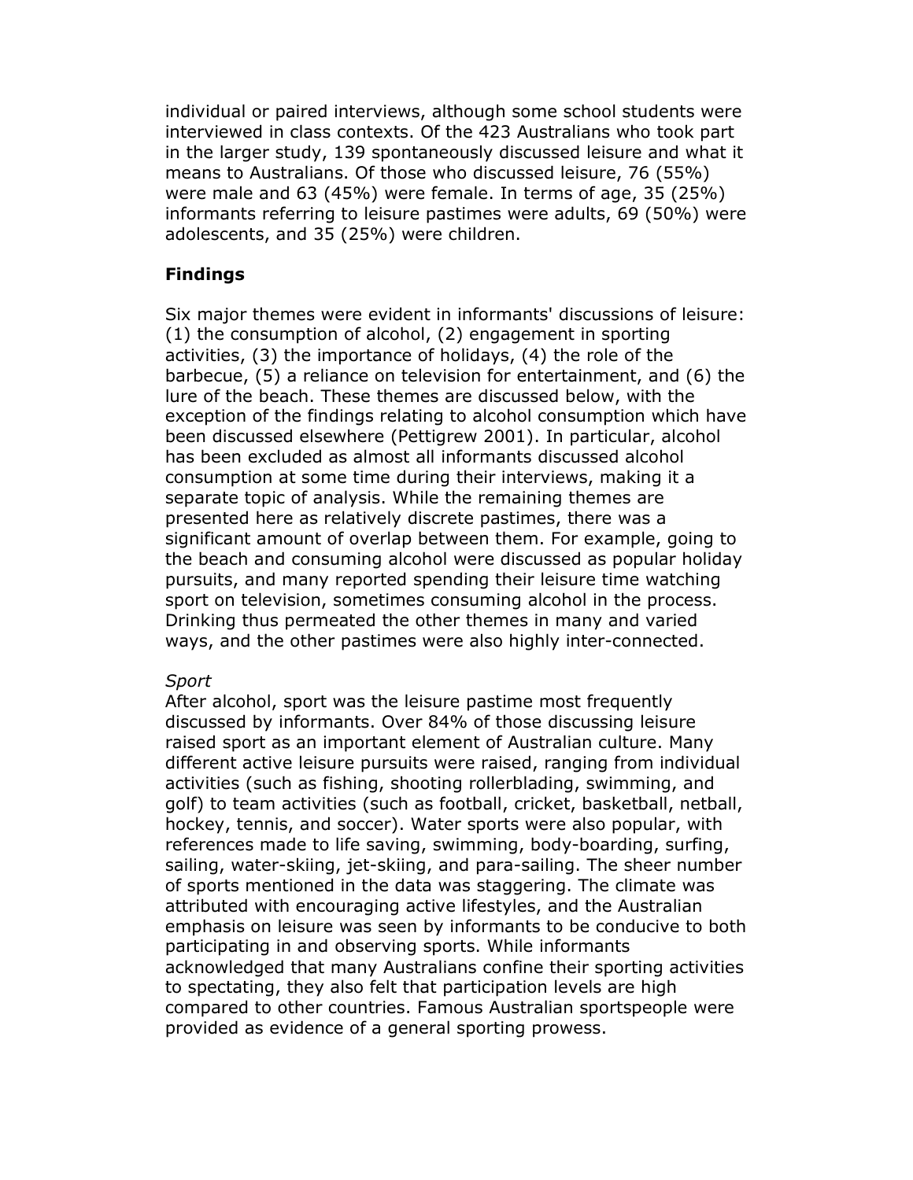individual or paired interviews, although some school students were interviewed in class contexts. Of the 423 Australians who took part in the larger study, 139 spontaneously discussed leisure and what it means to Australians. Of those who discussed leisure, 76 (55%) were male and 63 (45%) were female. In terms of age, 35 (25%) informants referring to leisure pastimes were adults, 69 (50%) were adolescents, and 35 (25%) were children.

## Findings

Six major themes were evident in informants' discussions of leisure: (1) the consumption of alcohol, (2) engagement in sporting activities, (3) the importance of holidays, (4) the role of the barbecue, (5) a reliance on television for entertainment, and (6) the lure of the beach. These themes are discussed below, with the exception of the findings relating to alcohol consumption which have been discussed elsewhere (Pettigrew 2001). In particular, alcohol has been excluded as almost all informants discussed alcohol consumption at some time during their interviews, making it a separate topic of analysis. While the remaining themes are presented here as relatively discrete pastimes, there was a significant amount of overlap between them. For example, going to the beach and consuming alcohol were discussed as popular holiday pursuits, and many reported spending their leisure time watching sport on television, sometimes consuming alcohol in the process. Drinking thus permeated the other themes in many and varied ways, and the other pastimes were also highly inter-connected.

*Sport*

After alcohol, sport was the leisure pastime most frequently discussed by informants. Over 84% of those discussing leisure raised sport as an important element of Australian culture. Many different active leisure pursuits were raised, ranging from individual activities (such as fishing, shooting rollerblading, swimming, and golf) to team activities (such as football, cricket, basketball, netball, hockey, tennis, and soccer). Water sports were also popular, with references made to life saving, swimming, body-boarding, surfing, sailing, water-skiing, jet-skiing, and para-sailing. The sheer number of sports mentioned in the data was staggering. The climate was attributed with encouraging active lifestyles, and the Australian emphasis on leisure was seen by informants to be conducive to both participating in and observing sports. While informants acknowledged that many Australians confine their sporting activities to spectating, they also felt that participation levels are high compared to other countries. Famous Australian sportspeople were provided as evidence of a general sporting prowess.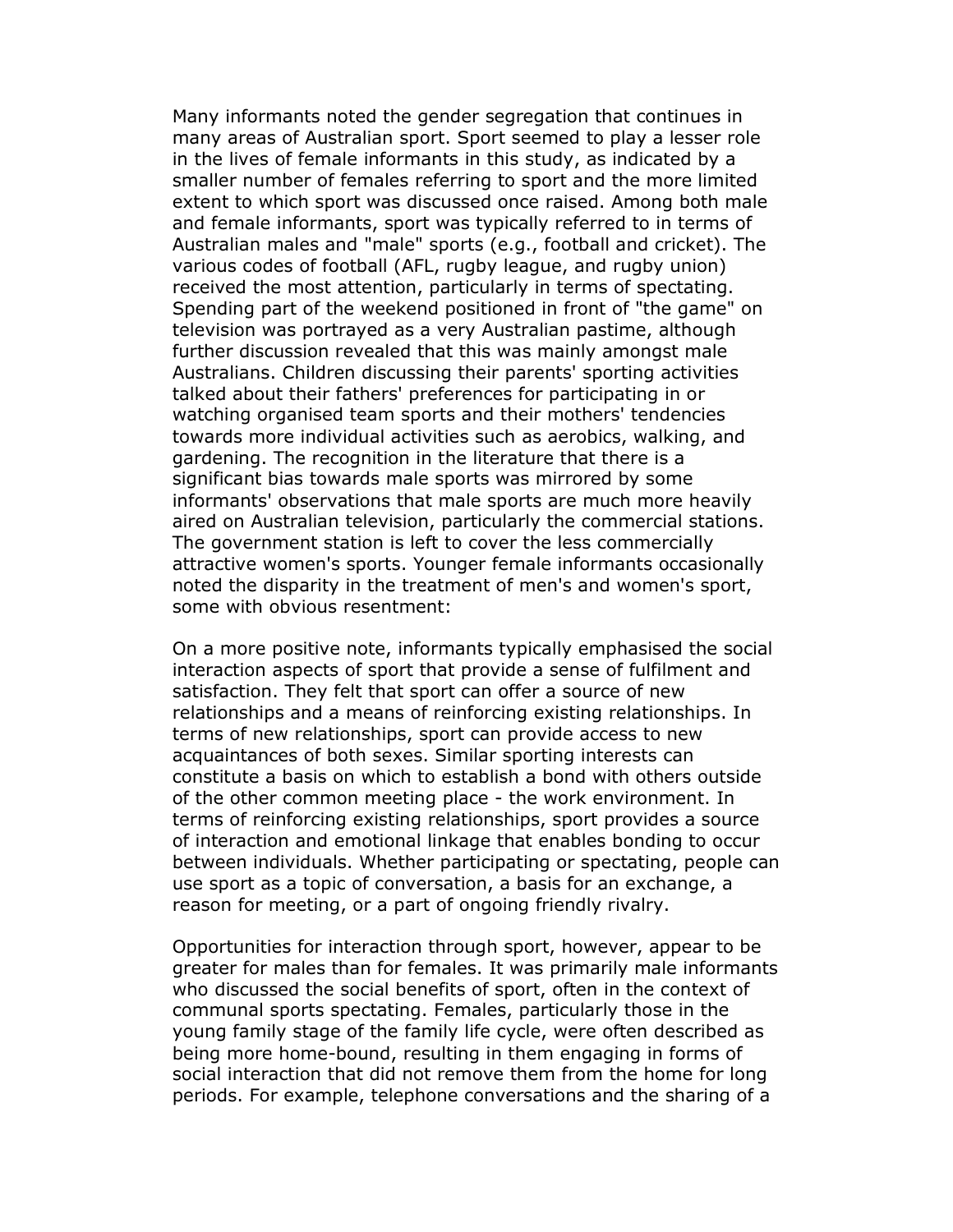Many informants noted the gender segregation that continues in many areas of Australian sport. Sport seemed to play a lesser role in the lives of female informants in this study, as indicated by a smaller number of females referring to sport and the more limited extent to which sport was discussed once raised. Among both male and female informants, sport was typically referred to in terms of Australian males and "male" sports (e.g., football and cricket). The various codes of football (AFL, rugby league, and rugby union) received the most attention, particularly in terms of spectating. Spending part of the weekend positioned in front of "the game" on television was portrayed as a very Australian pastime, although further discussion revealed that this was mainly amongst male Australians. Children discussing their parents' sporting activities talked about their fathers' preferences for participating in or watching organised team sports and their mothers' tendencies towards more individual activities such as aerobics, walking, and gardening. The recognition in the literature that there is a significant bias towards male sports was mirrored by some informants' observations that male sports are much more heavily aired on Australian television, particularly the commercial stations. The government station is left to cover the less commercially attractive women's sports. Younger female informants occasionally noted the disparity in the treatment of men's and women's sport, some with obvious resentment:

On a more positive note, informants typically emphasised the social interaction aspects of sport that provide a sense of fulfilment and satisfaction. They felt that sport can offer a source of new relationships and a means of reinforcing existing relationships. In terms of new relationships, sport can provide access to new acquaintances of both sexes. Similar sporting interests can constitute a basis on which to establish a bond with others outside of the other common meeting place - the work environment. In terms of reinforcing existing relationships, sport provides a source of interaction and emotional linkage that enables bonding to occur between individuals. Whether participating or spectating, people can use sport as a topic of conversation, a basis for an exchange, a reason for meeting, or a part of ongoing friendly rivalry.

Opportunities for interaction through sport, however, appear to be greater for males than for females. It was primarily male informants who discussed the social benefits of sport, often in the context of communal sports spectating. Females, particularly those in the young family stage of the family life cycle, were often described as being more home-bound, resulting in them engaging in forms of social interaction that did not remove them from the home for long periods. For example, telephone conversations and the sharing of a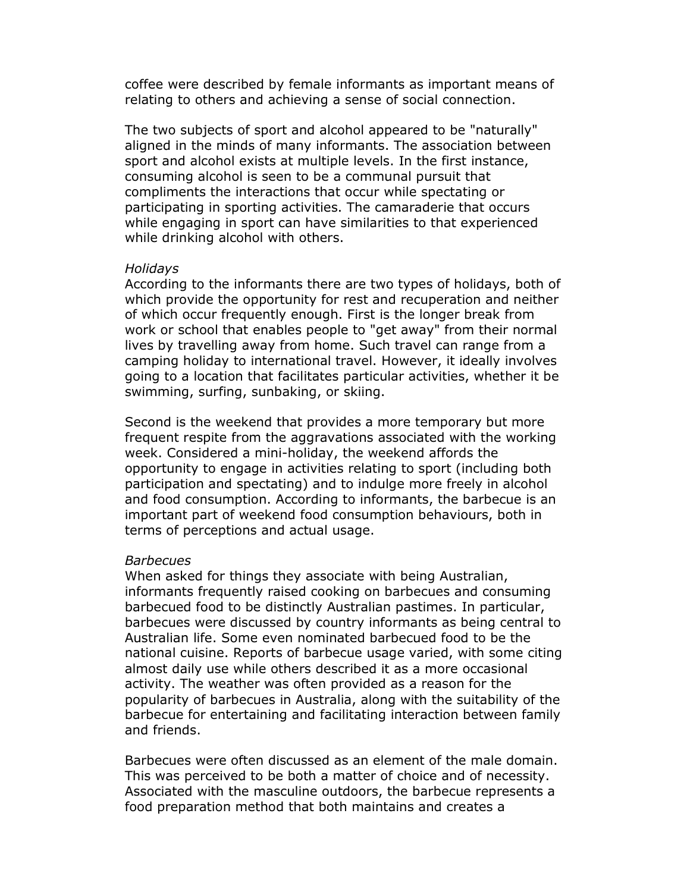coffee were described by female informants as important means of relating to others and achieving a sense of social connection.

The two subjects of sport and alcohol appeared to be "naturally" aligned in the minds of many informants. The association between sport and alcohol exists at multiple levels. In the first instance, consuming alcohol is seen to be a communal pursuit that compliments the interactions that occur while spectating or participating in sporting activities. The camaraderie that occurs while engaging in sport can have similarities to that experienced while drinking alcohol with others.

*Holidays*

According to the informants there are two types of holidays, both of which provide the opportunity for rest and recuperation and neither of which occur frequently enough. First is the longer break from work or school that enables people to "get away" from their normal lives by travelling away from home. Such travel can range from a camping holiday to international travel. However, it ideally involves going to a location that facilitates particular activities, whether it be swimming, surfing, sunbaking, or skiing.

Second is the weekend that provides a more temporary but more frequent respite from the aggravations associated with the working week. Considered a mini-holiday, the weekend affords the opportunity to engage in activities relating to sport (including both participation and spectating) and to indulge more freely in alcohol and food consumption. According to informants, the barbecue is an important part of weekend food consumption behaviours, both in terms of perceptions and actual usage.

*Barbecues*

When asked for things they associate with being Australian, informants frequently raised cooking on barbecues and consuming barbecued food to be distinctly Australian pastimes. In particular, barbecues were discussed by country informants as being central to Australian life. Some even nominated barbecued food to be the national cuisine. Reports of barbecue usage varied, with some citing almost daily use while others described it as a more occasional activity. The weather was often provided as a reason for the popularity of barbecues in Australia, along with the suitability of the barbecue for entertaining and facilitating interaction between family and friends.

Barbecues were often discussed as an element of the male domain. This was perceived to be both a matter of choice and of necessity. Associated with the masculine outdoors, the barbecue represents a food preparation method that both maintains and creates a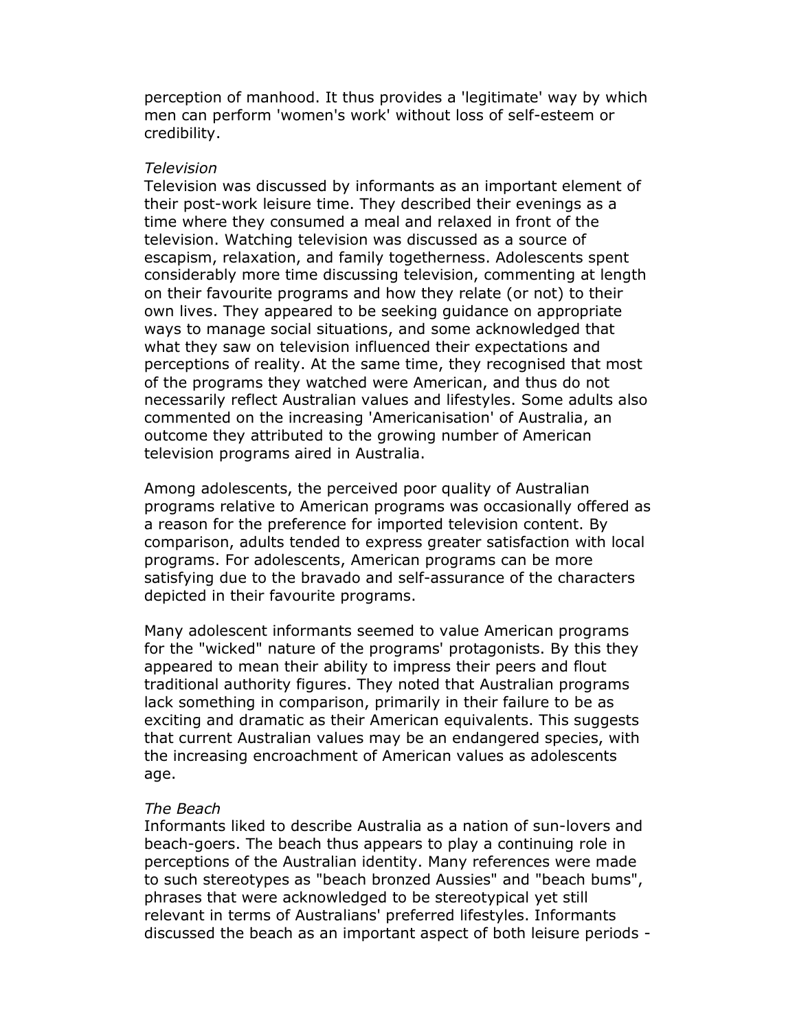perception of manhood. It thus provides a 'legitimate' way by which men can perform 'women's work' without loss of self-esteem or credibility.

*Television*

Television was discussed by informants as an important element of their post-work leisure time. They described their evenings as a time where they consumed a meal and relaxed in front of the television. Watching television was discussed as a source of escapism, relaxation, and family togetherness. Adolescents spent considerably more time discussing television, commenting at length on their favourite programs and how they relate (or not) to their own lives. They appeared to be seeking guidance on appropriate ways to manage social situations, and some acknowledged that what they saw on television influenced their expectations and perceptions of reality. At the same time, they recognised that most of the programs they watched were American, and thus do not necessarily reflect Australian values and lifestyles. Some adults also commented on the increasing 'Americanisation' of Australia, an outcome they attributed to the growing number of American television programs aired in Australia.

Among adolescents, the perceived poor quality of Australian programs relative to American programs was occasionally offered as a reason for the preference for imported television content. By comparison, adults tended to express greater satisfaction with local programs. For adolescents, American programs can be more satisfying due to the bravado and self-assurance of the characters depicted in their favourite programs.

Many adolescent informants seemed to value American programs for the "wicked" nature of the programs' protagonists. By this they appeared to mean their ability to impress their peers and flout traditional authority figures. They noted that Australian programs lack something in comparison, primarily in their failure to be as exciting and dramatic as their American equivalents. This suggests that current Australian values may be an endangered species, with the increasing encroachment of American values as adolescents age.

*The Beach*

Informants liked to describe Australia as a nation of sun-lovers and beach-goers. The beach thus appears to play a continuing role in perceptions of the Australian identity. Many references were made to such stereotypes as "beach bronzed Aussies" and "beach bums", phrases that were acknowledged to be stereotypical yet still relevant in terms of Australians' preferred lifestyles. Informants discussed the beach as an important aspect of both leisure periods -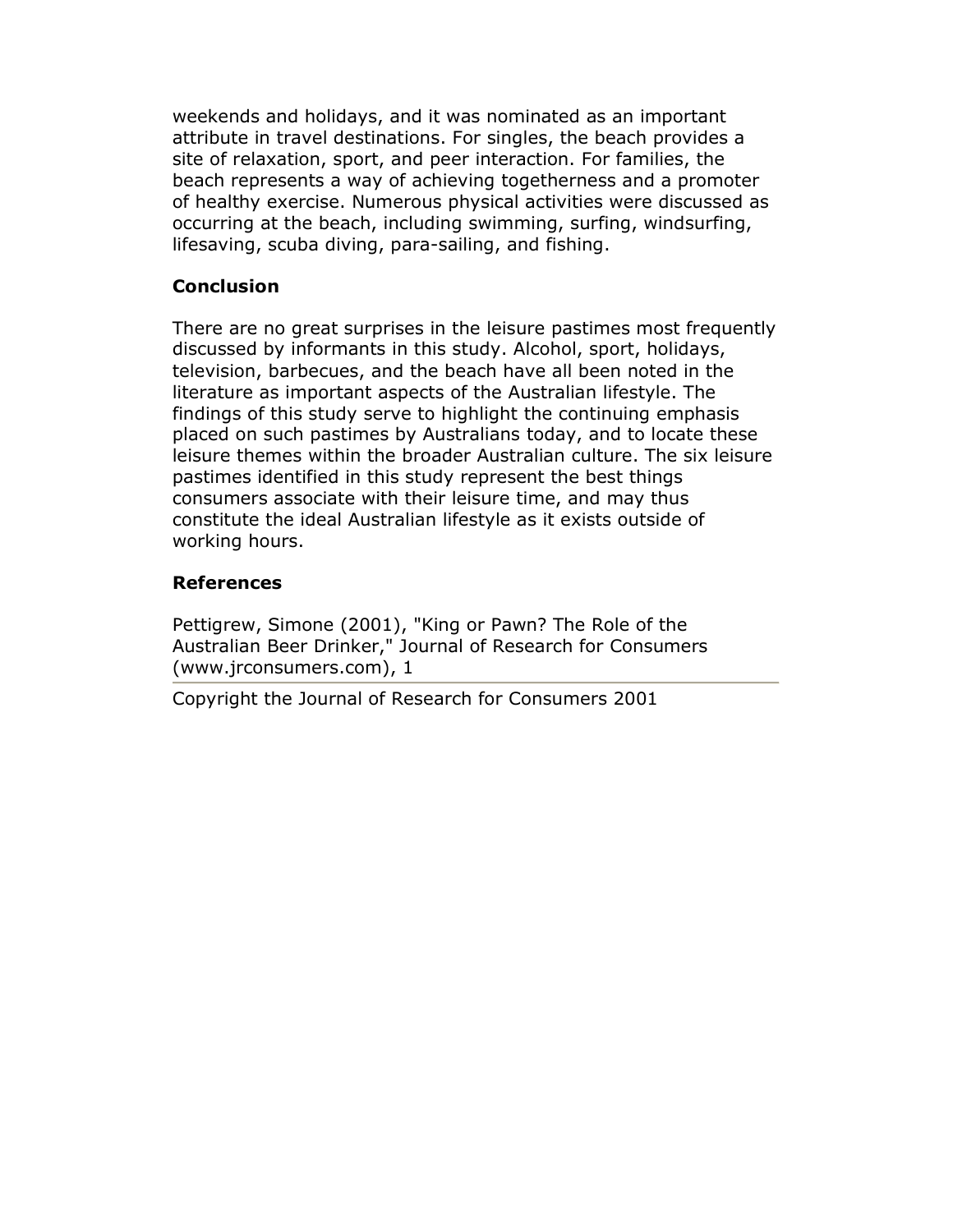weekends and holidays, and it was nominated as an important attribute in travel destinations. For singles, the beach provides a site of relaxation, sport, and peer interaction. For families, the beach represents a way of achieving togetherness and a promoter of healthy exercise. Numerous physical activities were discussed as occurring at the beach, including swimming, surfing, windsurfing, lifesaving, scuba diving, para-sailing, and fishing.

## Conclusion

There are no great surprises in the leisure pastimes most frequently discussed by informants in this study. Alcohol, sport, holidays, television, barbecues, and the beach have all been noted in the literature as important aspects of the Australian lifestyle. The findings of this study serve to highlight the continuing emphasis placed on such pastimes by Australians today, and to locate these leisure themes within the broader Australian culture. The six leisure pastimes identified in this study represent the best things consumers associate with their leisure time, and may thus constitute the ideal Australian lifestyle as it exists outside of working hours.

## References

Pettigrew, Simone (2001), "King or Pawn? The Role of the Australian Beer Drinker," Journal of Research for Consumers (www.jrconsumers.com), 1

---

Copyright the Journal of Research for Consumers 2001